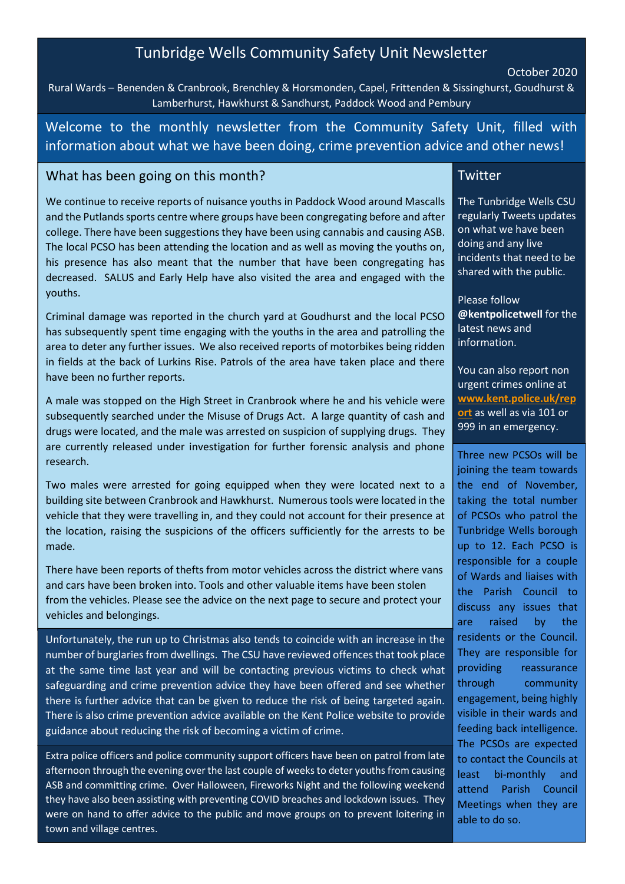# Tunbridge Wells Community Safety Unit Newsletter

October 2020

Rural Wards – Benenden & Cranbrook, Brenchley & Horsmonden, Capel, Frittenden & Sissinghurst, Goudhurst & Lamberhurst, Hawkhurst & Sandhurst, Paddock Wood and Pembury

Welcome to the monthly newsletter from the Community Safety Unit, filled with information about what we have been doing, crime prevention advice and other news!

## What has been going on this month?

We continue to receive reports of nuisance youths in Paddock Wood around Mascalls and the Putlands sports centre where groups have been congregating before and after college. There have been suggestions they have been using cannabis and causing ASB. The local PCSO has been attending the location and as well as moving the youths on, his presence has also meant that the number that have been congregating has decreased. SALUS and Early Help have also visited the area and engaged with the youths.

Criminal damage was reported in the church yard at Goudhurst and the local PCSO has subsequently spent time engaging with the youths in the area and patrolling the area to deter any further issues. We also received reports of motorbikes being ridden in fields at the back of Lurkins Rise. Patrols of the area have taken place and there have been no further reports.

A male was stopped on the High Street in Cranbrook where he and his vehicle were subsequently searched under the Misuse of Drugs Act. A large quantity of cash and drugs were located, and the male was arrested on suspicion of supplying drugs. They are currently released under investigation for further forensic analysis and phone research.

Two males were arrested for going equipped when they were located next to a building site between Cranbrook and Hawkhurst. Numerous tools were located in the vehicle that they were travelling in, and they could not account for their presence at the location, raising the suspicions of the officers sufficiently for the arrests to be made.

There have been reports of thefts from motor vehicles across the district where vans and cars have been broken into. Tools and other valuable items have been stolen from the vehicles. Please see the advice on the next page to secure and protect your vehicles and belongings.

Unfortunately, the run up to Christmas also tends to coincide with an increase in the number of burglaries from dwellings. The CSU have reviewed offences that took place at the same time last year and will be contacting previous victims to check what safeguarding and crime prevention advice they have been offered and see whether there is further advice that can be given to reduce the risk of being targeted again. There is also crime prevention advice available on the Kent Police website to provide guidance about reducing the risk of becoming a victim of crime.

Extra police officers and police community support officers have been on patrol from late afternoon through the evening over the last couple of weeks to deter youths from causing ASB and committing crime. Over Halloween, Fireworks Night and the following weekend they have also been assisting with preventing COVID breaches and lockdown issues. They were on hand to offer advice to the public and move groups on to prevent loitering in town and village centres.

## Twitter

The Tunbridge Wells CSU regularly Tweets updates on what we have been doing and any live incidents that need to be shared with the public.

Please follow **@kentpolicetwell** for the latest news and information.

You can also report non urgent crimes online at **www.kent.police.uk/report** as well as via 101 or 999 in an emergency.

Three new PCSOs will be joining the team towards the end of November, taking the total number of PCSOs who patrol the Tunbridge Wells borough up to 12. Each PCSO is responsible for a couple of Wards and liaises with the Parish Council to discuss any issues that are raised by the residents or the Council. They are responsible for providing reassurance through community engagement, being highly visible in their wards and feeding back intelligence. The PCSOs are expected to contact the Councils at least bi-monthly and attend Parish Council Meetings when they are able to do so.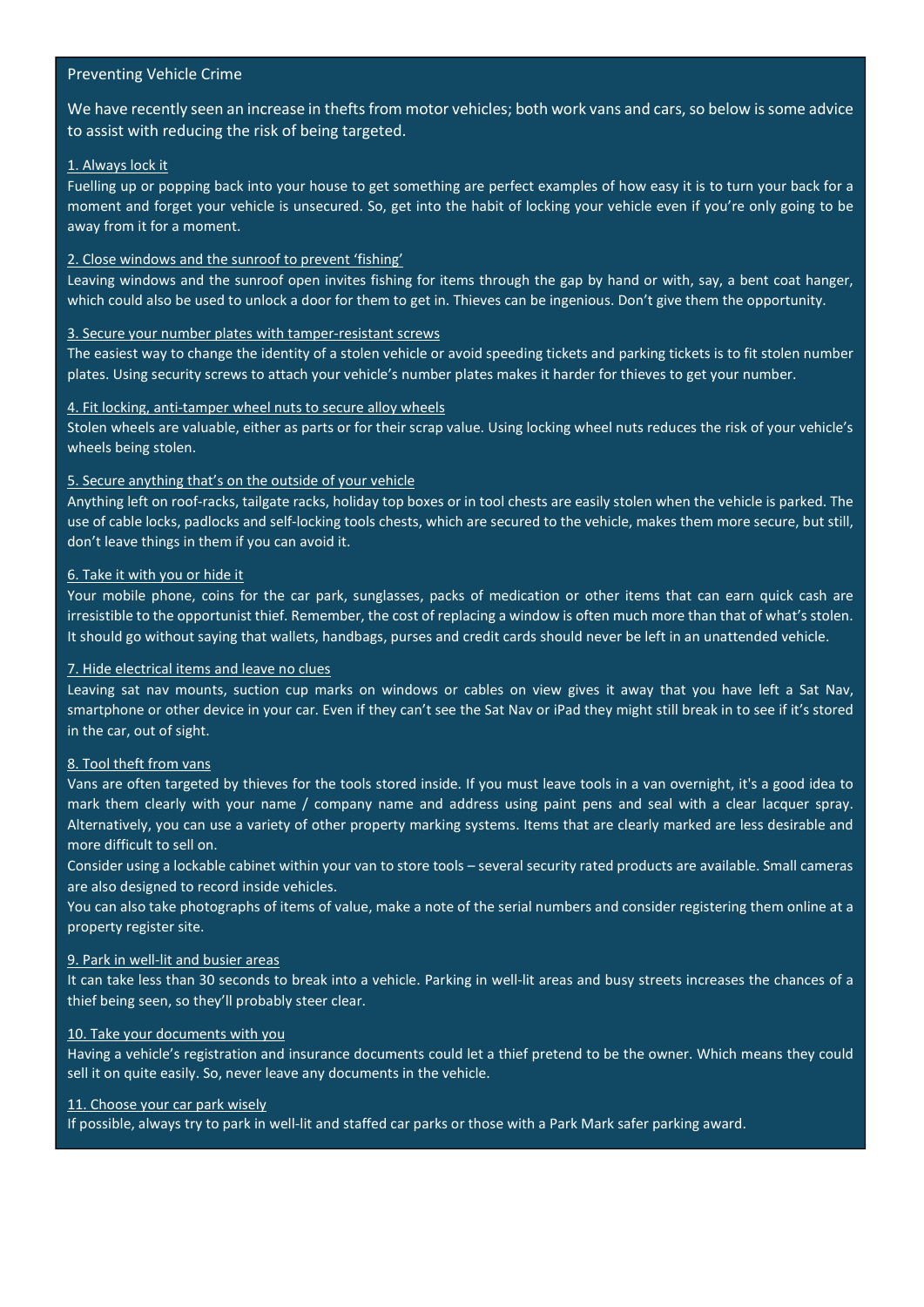## Preventing Vehicle Crime

We have recently seen an increase in thefts from motor vehicles; both work vans and cars, so below is some advice to assist with reducing the risk of being targeted.

### 1. Always lock it

Fuelling up or popping back into your house to get something are perfect examples of how easy it is to turn your back for a moment and forget your vehicle is unsecured. So, get into the habit of locking your vehicle even if you're only going to be away from it for a moment.

### 2. Close windows and the sunroof to prevent 'fishing'

Leaving windows and the sunroof open invites fishing for items through the gap by hand or with, say, a bent coat hanger, which could also be used to unlock a door for them to get in. Thieves can be ingenious. Don't give them the opportunity.

### 3. Secure your number plates with tamper-resistant screws

The easiest way to change the identity of a stolen vehicle or avoid speeding tickets and parking tickets is to fit stolen number plates. Using security screws to attach your vehicle's number plates makes it harder for thieves to get your number.

### 4. Fit locking, anti-tamper wheel nuts to secure alloy wheels

Stolen wheels are valuable, either as parts or for their scrap value. Using locking wheel nuts reduces the risk of your vehicle's wheels being stolen.

### 5. Secure anything that's on the outside of your vehicle

Anything left on roof-racks, tailgate racks, holiday top boxes or in tool chests are easily stolen when the vehicle is parked. The use of cable locks, padlocks and self-locking tools chests, which are secured to the vehicle, makes them more secure, but still, don't leave things in them if you can avoid it.

### 6. Take it with you or hide it

Your mobile phone, coins for the car park, sunglasses, packs of medication or other items that can earn quick cash are irresistible to the opportunist thief. Remember, the cost of replacing a window is often much more than that of what's stolen. It should go without saying that wallets, handbags, purses and credit cards should never be left in an unattended vehicle.

### 7. Hide electrical items and leave no clues

Leaving sat nav mounts, suction cup marks on windows or cables on view gives it away that you have left a Sat Nav, smartphone or other device in your car. Even if they can't see the Sat Nav or iPad they might still break in to see if it's stored in the car, out of sight.

### 8. Tool theft from vans

Vans are often targeted by thieves for the tools stored inside. If you must leave tools in a van overnight, it's a good idea to mark them clearly with your name / company name and address using paint pens and seal with a clear lacquer spray. Alternatively, you can use a variety of other property marking systems. Items that are clearly marked are less desirable and more difficult to sell on.

Consider using a lockable cabinet within your van to store tools – several security rated products are available. Small cameras are also designed to record inside vehicles.

You can also take photographs of items of value, make a note of the serial numbers and consider registering them online at a property register site.

### 9. Park in well-lit and busier areas

It can take less than 30 seconds to break into a vehicle. Parking in well-lit areas and busy streets increases the chances of a thief being seen, so they'll probably steer clear.

### 10. Take your documents with you

Having a vehicle's registration and insurance documents could let a thief pretend to be the owner. Which means they could sell it on quite easily. So, never leave any documents in the vehicle.

### 11. Choose your car park wisely

If possible, always try to park in well-lit and staffed car parks or those with a Park Mark safer parking award.